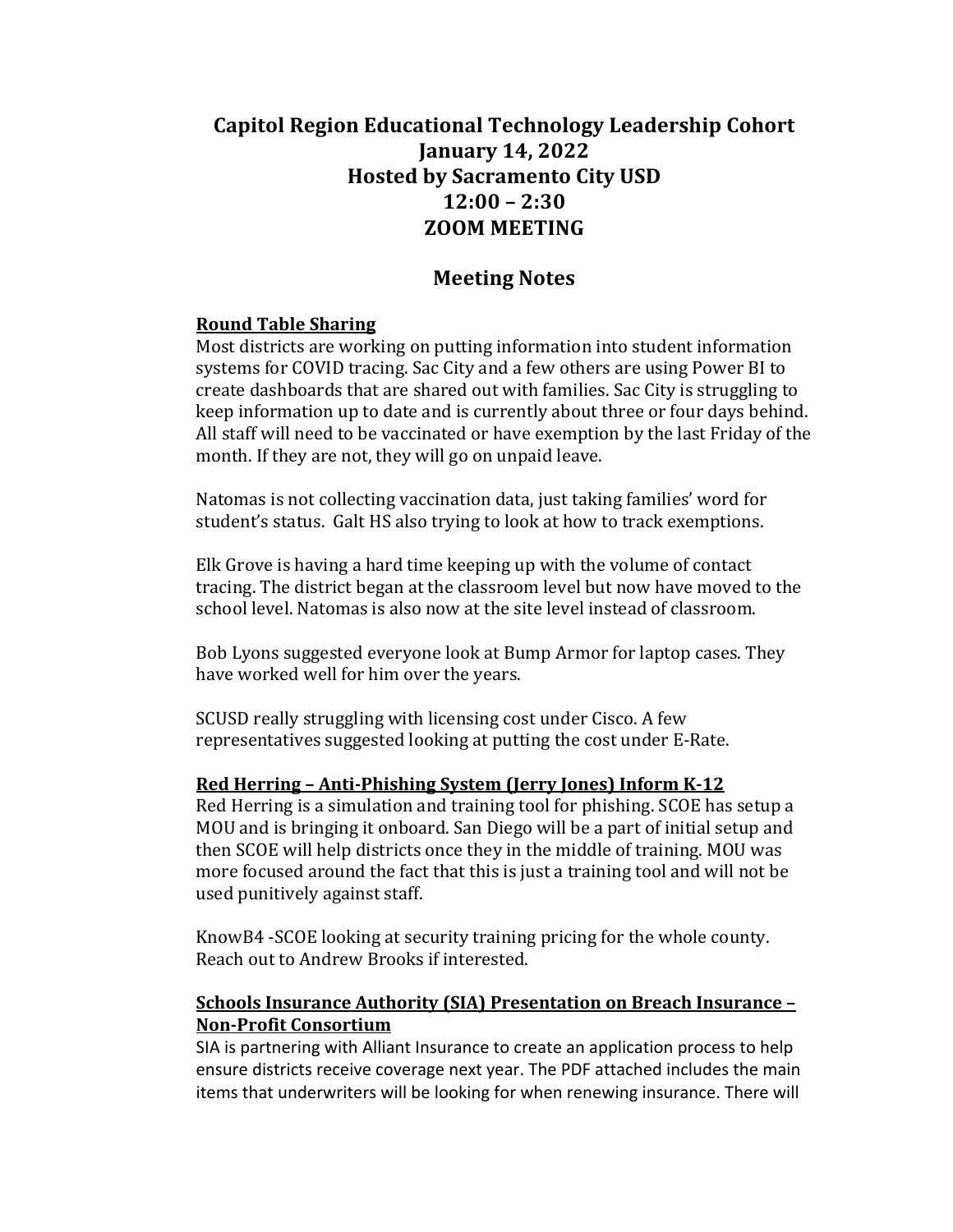# Capitol Region Educational Technology Leadership Cohort
# January 14, 2022
# Hosted by Sacramento City USD
# 12:00 – 2:30
# ZOOM MEETING

## Meeting Notes

### Round Table Sharing

Most districts are working on putting information into student information systems for COVID tracing. Sac City and a few others are using Power BI to create dashboards that are shared out with families. Sac City is struggling to keep information up to date and is currently about three or four days behind. All staff will need to be vaccinated or have exemption by the last Friday of the month. If they are not, they will go on unpaid leave.

Natomas is not collecting vaccination data, just taking families' word for student's status. Galt HS also trying to look at how to track exemptions.

Elk Grove is having a hard time keeping up with the volume of contact tracing. The district began at the classroom level but now have moved to the school level. Natomas is also now at the site level instead of classroom.

Bob Lyons suggested everyone look at Bump Armor for laptop cases. They have worked well for him over the years.

SCUSD really struggling with licensing cost under Cisco. A few representatives suggested looking at putting the cost under E-Rate.

### Red Herring – Anti-Phishing System (Jerry Jones) Inform K-12

Red Herring is a simulation and training tool for phishing. SCOE has setup a MOU and is bringing it onboard. San Diego will be a part of initial setup and then SCOE will help districts once they in the middle of training. MOU was more focused around the fact that this is just a training tool and will not be used punitively against staff.

KnowB4 -SCOE looking at security training pricing for the whole county. Reach out to Andrew Brooks if interested.

### Schools Insurance Authority (SIA) Presentation on Breach Insurance – Non-Profit Consortium

SIA is partnering with Alliant Insurance to create an application process to help ensure districts receive coverage next year. The PDF attached includes the main items that underwriters will be looking for when renewing insurance. There will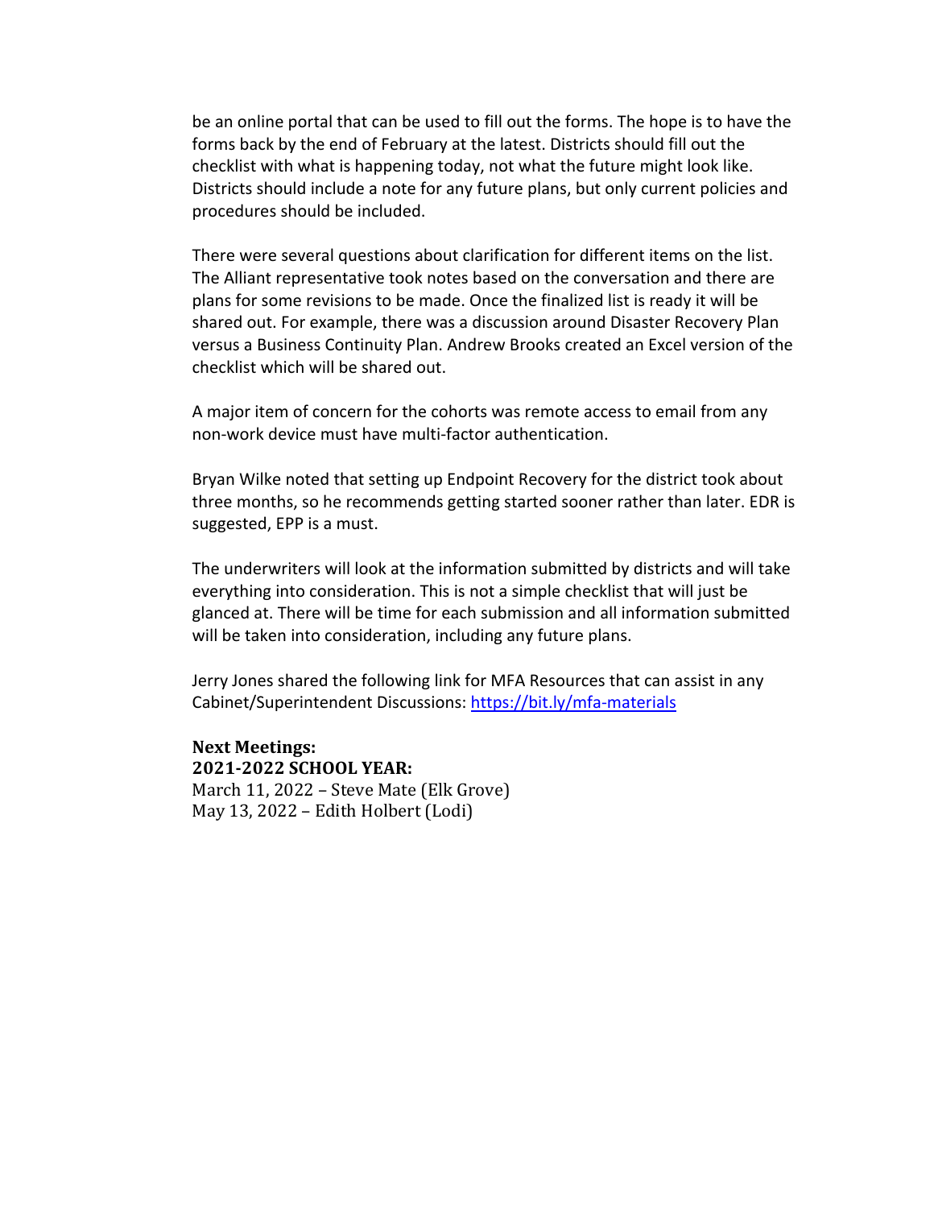be an online portal that can be used to fill out the forms. The hope is to have the forms back by the end of February at the latest. Districts should fill out the checklist with what is happening today, not what the future might look like. Districts should include a note for any future plans, but only current policies and procedures should be included.

There were several questions about clarification for different items on the list. The Alliant representative took notes based on the conversation and there are plans for some revisions to be made. Once the finalized list is ready it will be shared out. For example, there was a discussion around Disaster Recovery Plan versus a Business Continuity Plan. Andrew Brooks created an Excel version of the checklist which will be shared out.

A major item of concern for the cohorts was remote access to email from any non-work device must have multi-factor authentication.

Bryan Wilke noted that setting up Endpoint Recovery for the district took about three months, so he recommends getting started sooner rather than later. EDR is suggested, EPP is a must.

The underwriters will look at the information submitted by districts and will take everything into consideration. This is not a simple checklist that will just be glanced at. There will be time for each submission and all information submitted will be taken into consideration, including any future plans.

Jerry Jones shared the following link for MFA Resources that can assist in any Cabinet/Superintendent Discussions: [https://bit.ly/mfa-materials](https://bit.ly/mfa-materials)

**Next Meetings:**
**2021-2022 SCHOOL YEAR:**
March 11, 2022 – Steve Mate (Elk Grove)
May 13, 2022 – Edith Holbert (Lodi)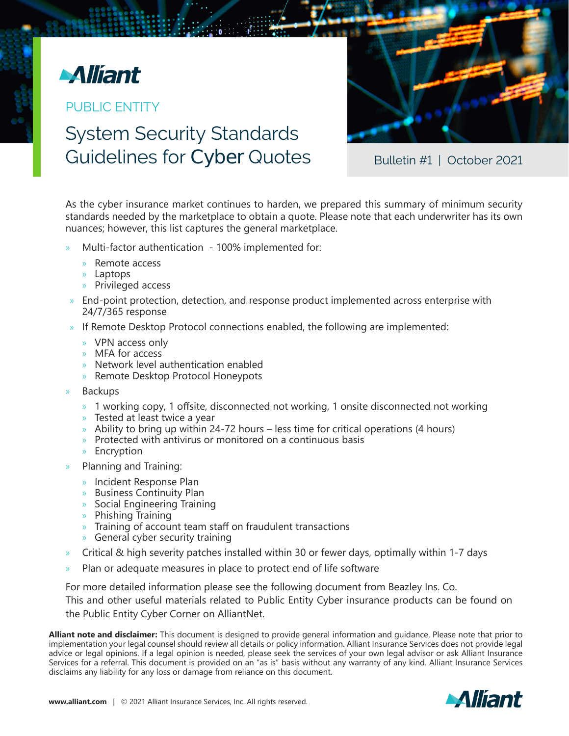Alliant

PUBLIC ENTITY

# System Security Standards Guidelines for Cyber Quotes

Bulletin #1 | October 2021

As the cyber insurance market continues to harden, we prepared this summary of minimum security standards needed by the marketplace to obtain a quote. Please note that each underwriter has its own nuances; however, this list captures the general marketplace.

- Multi-factor authentication - 100% implemented for:
  - Remote access
  - Laptops
  - Privileged access
- End-point protection, detection, and response product implemented across enterprise with 24/7/365 response
- If Remote Desktop Protocol connections enabled, the following are implemented:
  - VPN access only
  - MFA for access
  - Network level authentication enabled
  - Remote Desktop Protocol Honeypots
- Backups
  - 1 working copy, 1 offsite, disconnected not working, 1 onsite disconnected not working
  - Tested at least twice a year
  - Ability to bring up within 24-72 hours – less time for critical operations (4 hours)
  - Protected with antivirus or monitored on a continuous basis
  - Encryption
- Planning and Training:
  - Incident Response Plan
  - Business Continuity Plan
  - Social Engineering Training
  - Phishing Training
  - Training of account team staff on fraudulent transactions
  - General cyber security training
- Critical & high severity patches installed within 30 or fewer days, optimally within 1-7 days
- Plan or adequate measures in place to protect end of life software

For more detailed information please see the following document from Beazley Ins. Co.
This and other useful materials related to Public Entity Cyber insurance products can be found on the Public Entity Cyber Corner on AlliantNet.

**Alliant note and disclaimer:** This document is designed to provide general information and guidance. Please note that prior to implementation your legal counsel should review all details or policy information. Alliant Insurance Services does not provide legal advice or legal opinions. If a legal opinion is needed, please seek the services of your own legal advisor or ask Alliant Insurance Services for a referral. This document is provided on an "as is" basis without any warranty of any kind. Alliant Insurance Services disclaims any liability for any loss or damage from reliance on this document.

**www.alliant.com** | © 2021 Alliant Insurance Services, Inc. All rights reserved.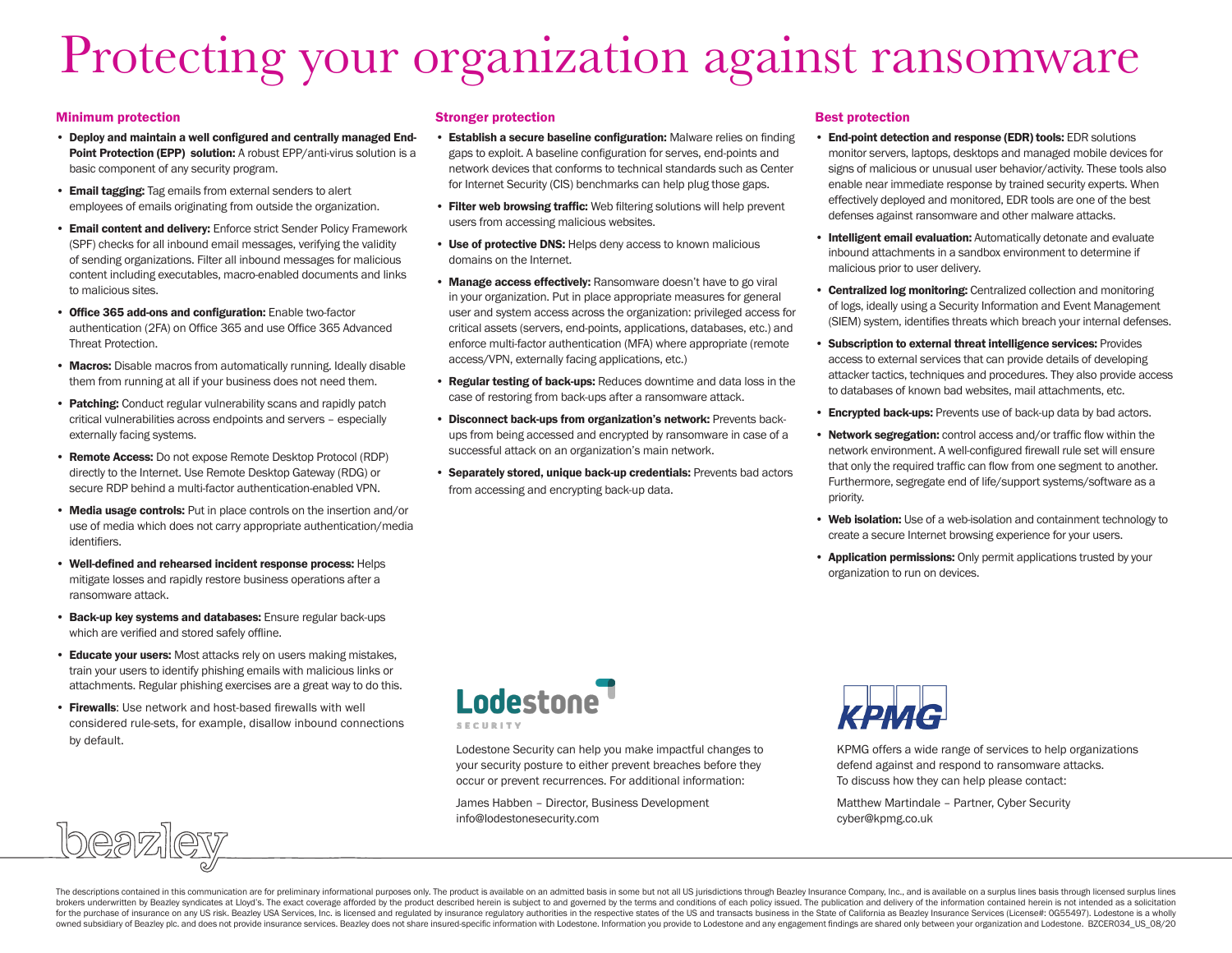# Protecting your organization against ransomware

## Minimum protection

- **Deploy and maintain a well configured and centrally managed End-Point Protection (EPP) solution:** A robust EPP/anti-virus solution is a basic component of any security program.
- **Email tagging:** Tag emails from external senders to alert employees of emails originating from outside the organization.
- **Email content and delivery:** Enforce strict Sender Policy Framework (SPF) checks for all inbound email messages, verifying the validity of sending organizations. Filter all inbound messages for malicious content including executables, macro-enabled documents and links to malicious sites.
- **Office 365 add-ons and configuration:** Enable two-factor authentication (2FA) on Office 365 and use Office 365 Advanced Threat Protection.
- **Macros:** Disable macros from automatically running. Ideally disable them from running at all if your business does not need them.
- **Patching:** Conduct regular vulnerability scans and rapidly patch critical vulnerabilities across endpoints and servers – especially externally facing systems.
- **Remote Access:** Do not expose Remote Desktop Protocol (RDP) directly to the Internet. Use Remote Desktop Gateway (RDG) or secure RDP behind a multi-factor authentication-enabled VPN.
- **Media usage controls:** Put in place controls on the insertion and/or use of media which does not carry appropriate authentication/media identifiers.
- **Well-defined and rehearsed incident response process:** Helps mitigate losses and rapidly restore business operations after a ransomware attack.
- **Back-up key systems and databases:** Ensure regular back-ups which are verified and stored safely offline.
- **Educate your users:** Most attacks rely on users making mistakes, train your users to identify phishing emails with malicious links or attachments. Regular phishing exercises are a great way to do this.
- **Firewalls**: Use network and host-based firewalls with well considered rule-sets, for example, disallow inbound connections by default.

## Stronger protection

- **Establish a secure baseline configuration:** Malware relies on finding gaps to exploit. A baseline configuration for serves, end-points and network devices that conforms to technical standards such as Center for Internet Security (CIS) benchmarks can help plug those gaps.
- **Filter web browsing traffic:** Web filtering solutions will help prevent users from accessing malicious websites.
- **Use of protective DNS:** Helps deny access to known malicious domains on the Internet.
- **Manage access effectively:** Ransomware doesn't have to go viral in your organization. Put in place appropriate measures for general user and system access across the organization: privileged access for critical assets (servers, end-points, applications, databases, etc.) and enforce multi-factor authentication (MFA) where appropriate (remote access/VPN, externally facing applications, etc.)
- **Regular testing of back-ups:** Reduces downtime and data loss in the case of restoring from back-ups after a ransomware attack.
- **Disconnect back-ups from organization's network:** Prevents back-ups from being accessed and encrypted by ransomware in case of a successful attack on an organization's main network.
- **Separately stored, unique back-up credentials:** Prevents bad actors from accessing and encrypting back-up data.

## Best protection

- **End-point detection and response (EDR) tools:** EDR solutions monitor servers, laptops, desktops and managed mobile devices for signs of malicious or unusual user behavior/activity. These tools also enable near immediate response by trained security experts. When effectively deployed and monitored, EDR tools are one of the best defenses against ransomware and other malware attacks.
- **Intelligent email evaluation:** Automatically detonate and evaluate inbound attachments in a sandbox environment to determine if malicious prior to user delivery.
- **Centralized log monitoring:** Centralized collection and monitoring of logs, ideally using a Security Information and Event Management (SIEM) system, identifies threats which breach your internal defenses.
- **Subscription to external threat intelligence services:** Provides access to external services that can provide details of developing attacker tactics, techniques and procedures. They also provide access to databases of known bad websites, mail attachments, etc.
- **Encrypted back-ups:** Prevents use of back-up data by bad actors.
- **Network segregation:** control access and/or traffic flow within the network environment. A well-configured firewall rule set will ensure that only the required traffic can flow from one segment to another. Furthermore, segregate end of life/support systems/software as a priority.
- **Web isolation:** Use of a web-isolation and containment technology to create a secure Internet browsing experience for your users.
- **Application permissions:** Only permit applications trusted by your organization to run on devices.

Lodestone Security

Lodestone Security can help you make impactful changes to your security posture to either prevent breaches before they occur or prevent recurrences. For additional information:

James Habben – Director, Business Development
info@lodestonesecurity.com

KPMG

KPMG offers a wide range of services to help organizations defend against and respond to ransomware attacks. To discuss how they can help please contact:

Matthew Martindale – Partner, Cyber Security
cyber@kpmg.co.uk

beazley

The descriptions contained in this communication are for preliminary informational purposes only. The product is available on an admitted basis in some but not all US jurisdictions through Beazley Insurance Company, Inc., and is available on a surplus lines basis through licensed surplus lines brokers underwritten by Beazley syndicates at Lloyd's. The exact coverage afforded by the product described herein is subject to and governed by the terms and conditions of each policy issued. The publication and delivery of the information contained herein is not intended as a solicitation for the purchase of insurance on any US risk. Beazley USA Services, Inc. is licensed and regulated by insurance regulatory authorities in the respective states of the US and transacts business in the State of California as Beazley Insurance Services (License#: 0G55497). Lodestone is a wholly owned subsidiary of Beazley plc. and does not provide insurance services. Beazley does not share insured-specific information with Lodestone. Information you provide to Lodestone and any engagement findings are shared only between your organization and Lodestone. BZCER034_US_08/20